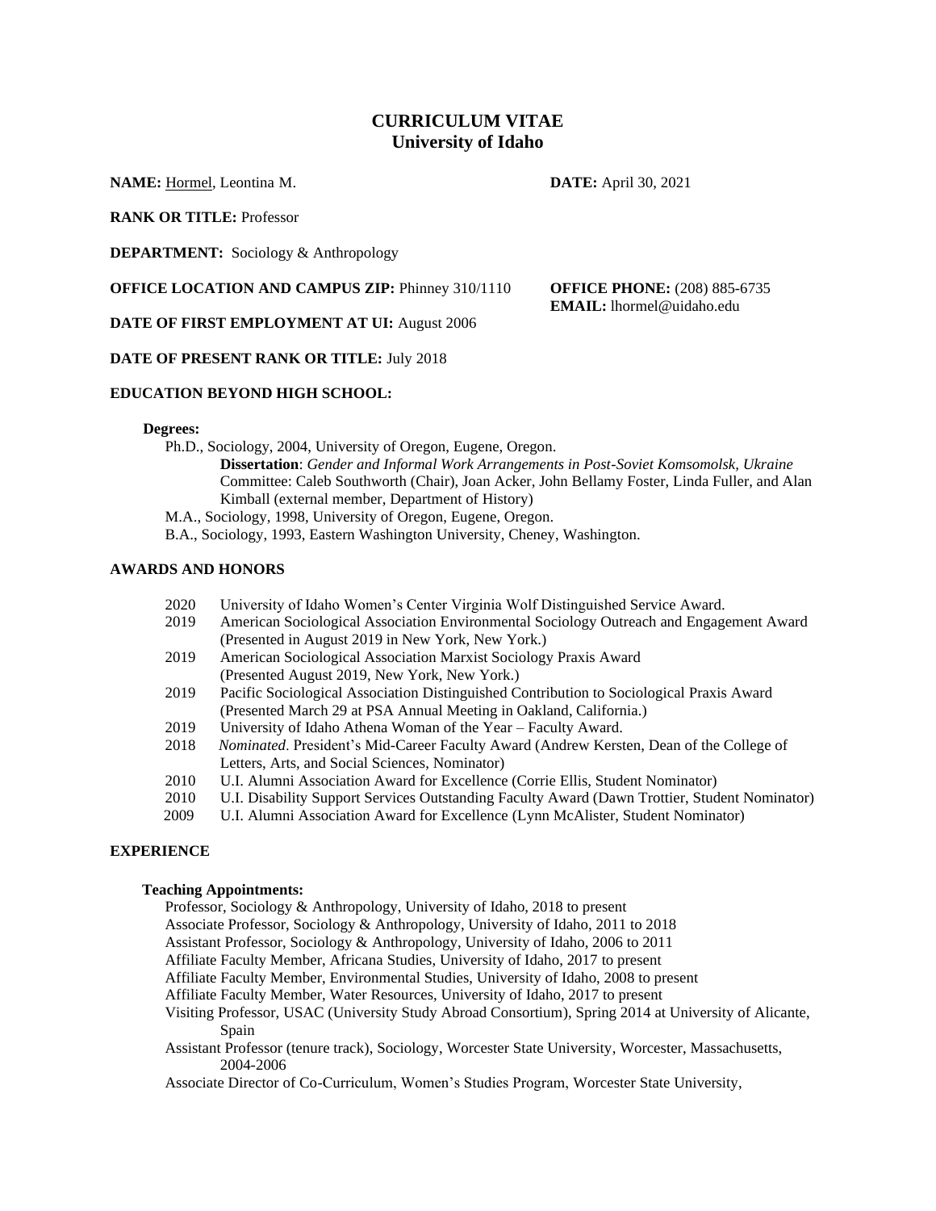# CURRICULUM VITAE
## University of Idaho

**NAME:** Hormel, Leontina M. **DATE:** April 30, 2021

**RANK OR TITLE:** Professor

**DEPARTMENT:** Sociology & Anthropology

**OFFICE LOCATION AND CAMPUS ZIP:** Phinney 310/1110 **OFFICE PHONE:** (208) 885-6735
**EMAIL:** lhormel@uidaho.edu

**DATE OF FIRST EMPLOYMENT AT UI:** August 2006

**DATE OF PRESENT RANK OR TITLE:** July 2018

### EDUCATION BEYOND HIGH SCHOOL:

**Degrees:**

Ph.D., Sociology, 2004, University of Oregon, Eugene, Oregon.
  **Dissertation**: *Gender and Informal Work Arrangements in Post-Soviet Komsomolsk, Ukraine*
  Committee: Caleb Southworth (Chair), Joan Acker, John Bellamy Foster, Linda Fuller, and Alan Kimball (external member, Department of History)

M.A., Sociology, 1998, University of Oregon, Eugene, Oregon.

B.A., Sociology, 1993, Eastern Washington University, Cheney, Washington.

### AWARDS AND HONORS

- 2020 University of Idaho Women's Center Virginia Wolf Distinguished Service Award.
- 2019 American Sociological Association Environmental Sociology Outreach and Engagement Award (Presented in August 2019 in New York, New York.)
- 2019 American Sociological Association Marxist Sociology Praxis Award (Presented August 2019, New York, New York.)
- 2019 Pacific Sociological Association Distinguished Contribution to Sociological Praxis Award (Presented March 29 at PSA Annual Meeting in Oakland, California.)
- 2019 University of Idaho Athena Woman of the Year – Faculty Award.
- 2018 *Nominated*. President's Mid-Career Faculty Award (Andrew Kersten, Dean of the College of Letters, Arts, and Social Sciences, Nominator)
- 2010 U.I. Alumni Association Award for Excellence (Corrie Ellis, Student Nominator)
- 2010 U.I. Disability Support Services Outstanding Faculty Award (Dawn Trottier, Student Nominator)
- 2009 U.I. Alumni Association Award for Excellence (Lynn McAlister, Student Nominator)

### EXPERIENCE

**Teaching Appointments:**

Professor, Sociology & Anthropology, University of Idaho, 2018 to present
Associate Professor, Sociology & Anthropology, University of Idaho, 2011 to 2018
Assistant Professor, Sociology & Anthropology, University of Idaho, 2006 to 2011
Affiliate Faculty Member, Africana Studies, University of Idaho, 2017 to present
Affiliate Faculty Member, Environmental Studies, University of Idaho, 2008 to present
Affiliate Faculty Member, Water Resources, University of Idaho, 2017 to present
Visiting Professor, USAC (University Study Abroad Consortium), Spring 2014 at University of Alicante, Spain
Assistant Professor (tenure track), Sociology, Worcester State University, Worcester, Massachusetts, 2004-2006
Associate Director of Co-Curriculum, Women's Studies Program, Worcester State University,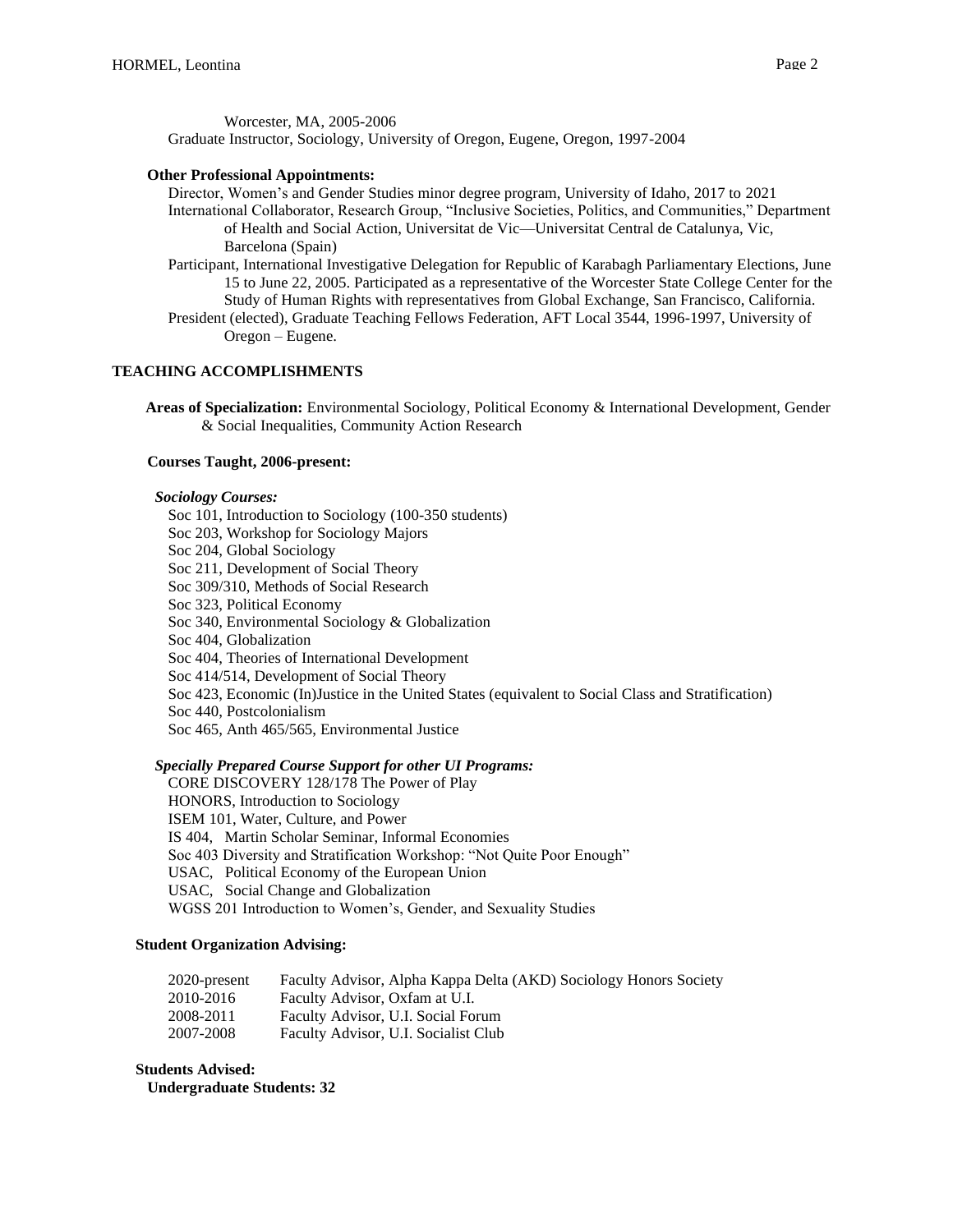Worcester, MA, 2005-2006

Graduate Instructor, Sociology, University of Oregon, Eugene, Oregon, 1997-2004

**Other Professional Appointments:**

Director, Women's and Gender Studies minor degree program, University of Idaho, 2017 to 2021

International Collaborator, Research Group, "Inclusive Societies, Politics, and Communities," Department of Health and Social Action, Universitat de Vic—Universitat Central de Catalunya, Vic, Barcelona (Spain)

Participant, International Investigative Delegation for Republic of Karabagh Parliamentary Elections, June 15 to June 22, 2005. Participated as a representative of the Worcester State College Center for the Study of Human Rights with representatives from Global Exchange, San Francisco, California.

President (elected), Graduate Teaching Fellows Federation, AFT Local 3544, 1996-1997, University of Oregon – Eugene.

## TEACHING ACCOMPLISHMENTS

**Areas of Specialization:** Environmental Sociology, Political Economy & International Development, Gender & Social Inequalities, Community Action Research

**Courses Taught, 2006-present:**

***Sociology Courses:***

Soc 101, Introduction to Sociology (100-350 students)
Soc 203, Workshop for Sociology Majors
Soc 204, Global Sociology
Soc 211, Development of Social Theory
Soc 309/310, Methods of Social Research
Soc 323, Political Economy
Soc 340, Environmental Sociology & Globalization
Soc 404, Globalization
Soc 404, Theories of International Development
Soc 414/514, Development of Social Theory
Soc 423, Economic (In)Justice in the United States (equivalent to Social Class and Stratification)
Soc 440, Postcolonialism
Soc 465, Anth 465/565, Environmental Justice

***Specially Prepared Course Support for other UI Programs:***

CORE DISCOVERY 128/178 The Power of Play
HONORS, Introduction to Sociology
ISEM 101, Water, Culture, and Power
IS 404, Martin Scholar Seminar, Informal Economies
Soc 403 Diversity and Stratification Workshop: "Not Quite Poor Enough"
USAC, Political Economy of the European Union
USAC, Social Change and Globalization
WGSS 201 Introduction to Women's, Gender, and Sexuality Studies

**Student Organization Advising:**

2020-present Faculty Advisor, Alpha Kappa Delta (AKD) Sociology Honors Society
2010-2016 Faculty Advisor, Oxfam at U.I.
2008-2011 Faculty Advisor, U.I. Social Forum
2007-2008 Faculty Advisor, U.I. Socialist Club

**Students Advised:**

**Undergraduate Students: 32**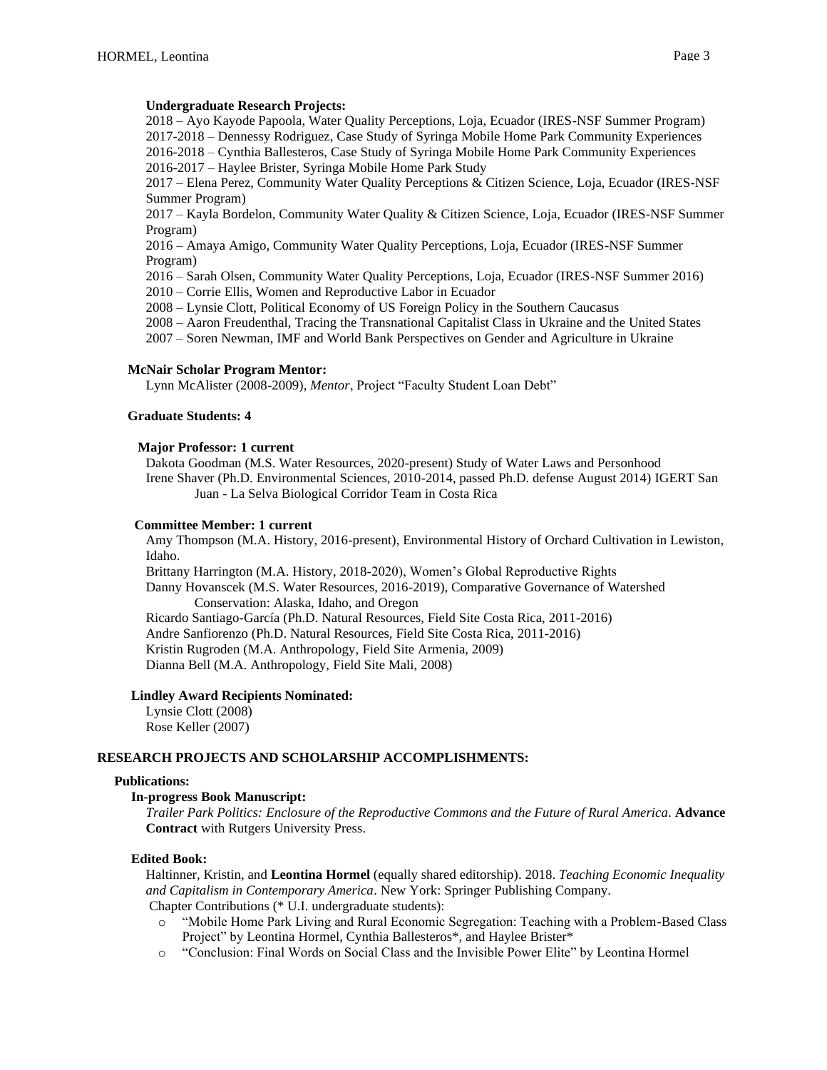**Undergraduate Research Projects:**

2018 – Ayo Kayode Papoola, Water Quality Perceptions, Loja, Ecuador (IRES-NSF Summer Program)
2017-2018 – Dennessy Rodriguez, Case Study of Syringa Mobile Home Park Community Experiences
2016-2018 – Cynthia Ballesteros, Case Study of Syringa Mobile Home Park Community Experiences
2016-2017 – Haylee Brister, Syringa Mobile Home Park Study
2017 – Elena Perez, Community Water Quality Perceptions & Citizen Science, Loja, Ecuador (IRES-NSF Summer Program)
2017 – Kayla Bordelon, Community Water Quality & Citizen Science, Loja, Ecuador (IRES-NSF Summer Program)
2016 – Amaya Amigo, Community Water Quality Perceptions, Loja, Ecuador (IRES-NSF Summer Program)
2016 – Sarah Olsen, Community Water Quality Perceptions, Loja, Ecuador (IRES-NSF Summer 2016)
2010 – Corrie Ellis, Women and Reproductive Labor in Ecuador
2008 – Lynsie Clott, Political Economy of US Foreign Policy in the Southern Caucasus
2008 – Aaron Freudenthal, Tracing the Transnational Capitalist Class in Ukraine and the United States
2007 – Soren Newman, IMF and World Bank Perspectives on Gender and Agriculture in Ukraine

**McNair Scholar Program Mentor:**

Lynn McAlister (2008-2009), *Mentor*, Project "Faculty Student Loan Debt"

**Graduate Students: 4**

**Major Professor: 1 current**

Dakota Goodman (M.S. Water Resources, 2020-present) Study of Water Laws and Personhood
Irene Shaver (Ph.D. Environmental Sciences, 2010-2014, passed Ph.D. defense August 2014) IGERT San Juan - La Selva Biological Corridor Team in Costa Rica

**Committee Member: 1 current**

Amy Thompson (M.A. History, 2016-present), Environmental History of Orchard Cultivation in Lewiston, Idaho.
Brittany Harrington (M.A. History, 2018-2020), Women's Global Reproductive Rights
Danny Hovanscek (M.S. Water Resources, 2016-2019), Comparative Governance of Watershed Conservation: Alaska, Idaho, and Oregon
Ricardo Santiago-García (Ph.D. Natural Resources, Field Site Costa Rica, 2011-2016)
Andre Sanfiorenzo (Ph.D. Natural Resources, Field Site Costa Rica, 2011-2016)
Kristin Rugroden (M.A. Anthropology, Field Site Armenia, 2009)
Dianna Bell (M.A. Anthropology, Field Site Mali, 2008)

**Lindley Award Recipients Nominated:**

Lynsie Clott (2008)
Rose Keller (2007)

## RESEARCH PROJECTS AND SCHOLARSHIP ACCOMPLISHMENTS:

**Publications:**

**In-progress Book Manuscript:**

*Trailer Park Politics: Enclosure of the Reproductive Commons and the Future of Rural America*. **Advance Contract** with Rutgers University Press.

**Edited Book:**

Haltinner, Kristin, and **Leontina Hormel** (equally shared editorship). 2018. *Teaching Economic Inequality and Capitalism in Contemporary America*. New York: Springer Publishing Company.

Chapter Contributions (* U.I. undergraduate students):

- "Mobile Home Park Living and Rural Economic Segregation: Teaching with a Problem-Based Class Project" by Leontina Hormel, Cynthia Ballesteros*, and Haylee Brister*
- "Conclusion: Final Words on Social Class and the Invisible Power Elite" by Leontina Hormel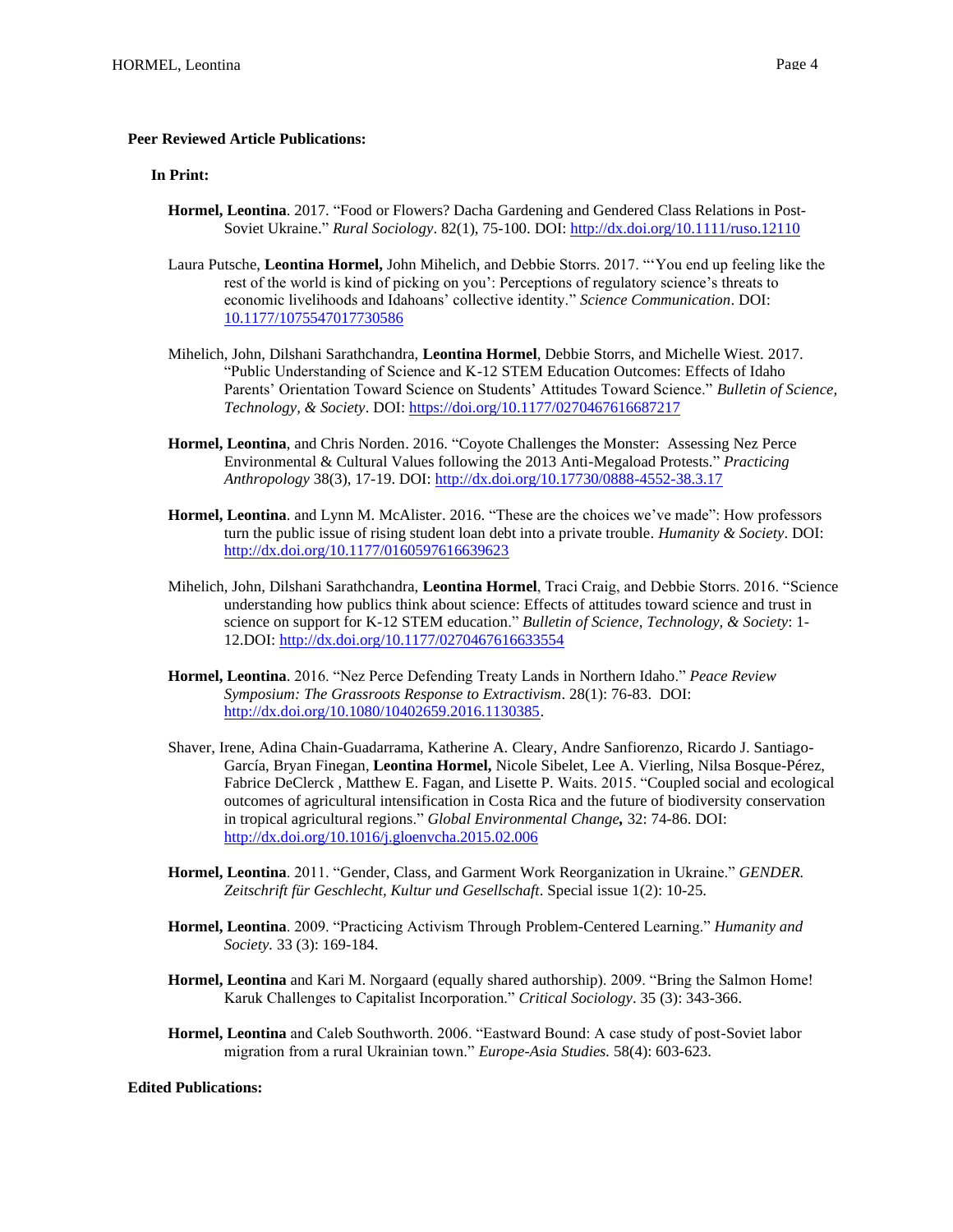**Peer Reviewed Article Publications:**

**In Print:**

**Hormel, Leontina**. 2017. "Food or Flowers? Dacha Gardening and Gendered Class Relations in Post-Soviet Ukraine." *Rural Sociology*. 82(1), 75-100. DOI: http://dx.doi.org/10.1111/ruso.12110

Laura Putsche, **Leontina Hormel,** John Mihelich, and Debbie Storrs. 2017. "'You end up feeling like the rest of the world is kind of picking on you': Perceptions of regulatory science's threats to economic livelihoods and Idahoans' collective identity." *Science Communication*. DOI: 10.1177/1075547017730586

Mihelich, John, Dilshani Sarathchandra, **Leontina Hormel**, Debbie Storrs, and Michelle Wiest. 2017. "Public Understanding of Science and K-12 STEM Education Outcomes: Effects of Idaho Parents' Orientation Toward Science on Students' Attitudes Toward Science." *Bulletin of Science, Technology, & Society*. DOI: https://doi.org/10.1177/0270467616687217

**Hormel, Leontina**, and Chris Norden. 2016. "Coyote Challenges the Monster: Assessing Nez Perce Environmental & Cultural Values following the 2013 Anti-Megaload Protests." *Practicing Anthropology* 38(3), 17-19. DOI: http://dx.doi.org/10.17730/0888-4552-38.3.17

**Hormel, Leontina**. and Lynn M. McAlister. 2016. "These are the choices we've made": How professors turn the public issue of rising student loan debt into a private trouble. *Humanity & Society*. DOI: http://dx.doi.org/10.1177/0160597616639623

Mihelich, John, Dilshani Sarathchandra, **Leontina Hormel**, Traci Craig, and Debbie Storrs. 2016. "Science understanding how publics think about science: Effects of attitudes toward science and trust in science on support for K-12 STEM education." *Bulletin of Science, Technology, & Society*: 1-12.DOI: http://dx.doi.org/10.1177/0270467616633554

**Hormel, Leontina**. 2016. "Nez Perce Defending Treaty Lands in Northern Idaho." *Peace Review Symposium: The Grassroots Response to Extractivism*. 28(1): 76-83. DOI: http://dx.doi.org/10.1080/10402659.2016.1130385.

Shaver, Irene, Adina Chain-Guadarrama, Katherine A. Cleary, Andre Sanfiorenzo, Ricardo J. Santiago-García, Bryan Finegan, **Leontina Hormel,** Nicole Sibelet, Lee A. Vierling, Nilsa Bosque-Pérez, Fabrice DeClerck , Matthew E. Fagan, and Lisette P. Waits. 2015. "Coupled social and ecological outcomes of agricultural intensification in Costa Rica and the future of biodiversity conservation in tropical agricultural regions." *Global Environmental Change***,** 32: 74-86. DOI: http://dx.doi.org/10.1016/j.gloenvcha.2015.02.006

**Hormel, Leontina**. 2011. "Gender, Class, and Garment Work Reorganization in Ukraine." *GENDER. Zeitschrift für Geschlecht, Kultur und Gesellschaft*. Special issue 1(2): 10-25.

**Hormel, Leontina**. 2009. "Practicing Activism Through Problem-Centered Learning." *Humanity and Society.* 33 (3): 169-184.

**Hormel, Leontina** and Kari M. Norgaard (equally shared authorship). 2009. "Bring the Salmon Home! Karuk Challenges to Capitalist Incorporation." *Critical Sociology*. 35 (3): 343-366.

**Hormel, Leontina** and Caleb Southworth. 2006. "Eastward Bound: A case study of post-Soviet labor migration from a rural Ukrainian town." *Europe-Asia Studies.* 58(4): 603-623.

**Edited Publications:**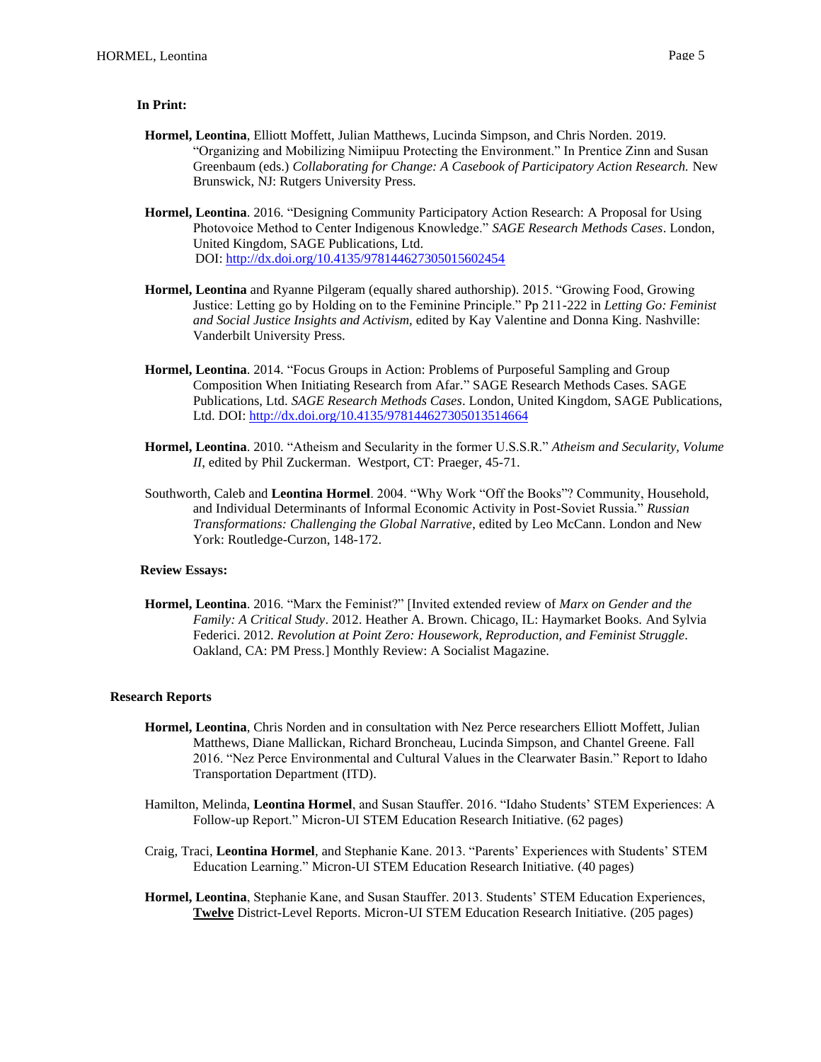**In Print:**

**Hormel, Leontina**, Elliott Moffett, Julian Matthews, Lucinda Simpson, and Chris Norden. 2019. "Organizing and Mobilizing Nimiipuu Protecting the Environment." In Prentice Zinn and Susan Greenbaum (eds.) *Collaborating for Change: A Casebook of Participatory Action Research.* New Brunswick, NJ: Rutgers University Press.

**Hormel, Leontina**. 2016. "Designing Community Participatory Action Research: A Proposal for Using Photovoice Method to Center Indigenous Knowledge." *SAGE Research Methods Cases*. London, United Kingdom, SAGE Publications, Ltd. DOI: http://dx.doi.org/10.4135/978144627305015602454

**Hormel, Leontina** and Ryanne Pilgeram (equally shared authorship). 2015. "Growing Food, Growing Justice: Letting go by Holding on to the Feminine Principle." Pp 211-222 in *Letting Go: Feminist and Social Justice Insights and Activism*, edited by Kay Valentine and Donna King. Nashville: Vanderbilt University Press.

**Hormel, Leontina**. 2014. "Focus Groups in Action: Problems of Purposeful Sampling and Group Composition When Initiating Research from Afar." SAGE Research Methods Cases. SAGE Publications, Ltd. *SAGE Research Methods Cases*. London, United Kingdom, SAGE Publications, Ltd. DOI: http://dx.doi.org/10.4135/978144627305013514664

**Hormel, Leontina**. 2010. "Atheism and Secularity in the former U.S.S.R." *Atheism and Secularity, Volume II*, edited by Phil Zuckerman. Westport, CT: Praeger, 45-71.

Southworth, Caleb and **Leontina Hormel**. 2004. "Why Work "Off the Books"? Community, Household, and Individual Determinants of Informal Economic Activity in Post-Soviet Russia." *Russian Transformations: Challenging the Global Narrative*, edited by Leo McCann. London and New York: Routledge-Curzon, 148-172.

**Review Essays:**

**Hormel, Leontina**. 2016. "Marx the Feminist?" [Invited extended review of *Marx on Gender and the Family: A Critical Study*. 2012. Heather A. Brown. Chicago, IL: Haymarket Books. And Sylvia Federici. 2012. *Revolution at Point Zero: Housework, Reproduction, and Feminist Struggle*. Oakland, CA: PM Press.] Monthly Review: A Socialist Magazine.

**Research Reports**

**Hormel, Leontina**, Chris Norden and in consultation with Nez Perce researchers Elliott Moffett, Julian Matthews, Diane Mallickan, Richard Broncheau, Lucinda Simpson, and Chantel Greene. Fall 2016. "Nez Perce Environmental and Cultural Values in the Clearwater Basin." Report to Idaho Transportation Department (ITD).

Hamilton, Melinda, **Leontina Hormel**, and Susan Stauffer. 2016. "Idaho Students' STEM Experiences: A Follow-up Report." Micron-UI STEM Education Research Initiative. (62 pages)

Craig, Traci, **Leontina Hormel**, and Stephanie Kane. 2013. "Parents' Experiences with Students' STEM Education Learning." Micron-UI STEM Education Research Initiative. (40 pages)

**Hormel, Leontina**, Stephanie Kane, and Susan Stauffer. 2013. Students' STEM Education Experiences, **Twelve** District-Level Reports. Micron-UI STEM Education Research Initiative. (205 pages)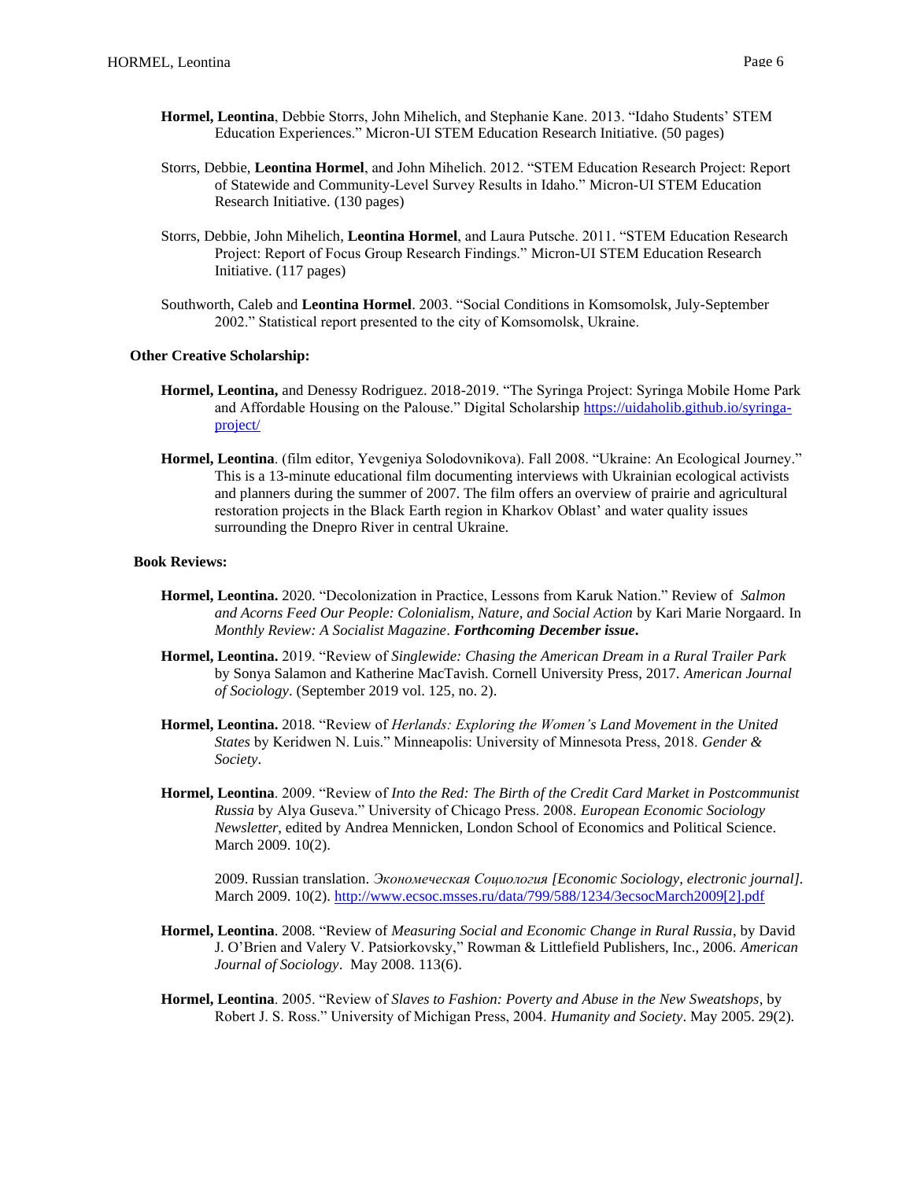**Hormel, Leontina**, Debbie Storrs, John Mihelich, and Stephanie Kane. 2013. "Idaho Students' STEM Education Experiences." Micron-UI STEM Education Research Initiative. (50 pages)

Storrs, Debbie, **Leontina Hormel**, and John Mihelich. 2012. "STEM Education Research Project: Report of Statewide and Community-Level Survey Results in Idaho." Micron-UI STEM Education Research Initiative. (130 pages)

Storrs, Debbie, John Mihelich, **Leontina Hormel**, and Laura Putsche. 2011. "STEM Education Research Project: Report of Focus Group Research Findings." Micron-UI STEM Education Research Initiative. (117 pages)

Southworth, Caleb and **Leontina Hormel**. 2003. "Social Conditions in Komsomolsk, July-September 2002." Statistical report presented to the city of Komsomolsk, Ukraine.

**Other Creative Scholarship:**

**Hormel, Leontina,** and Denessy Rodriguez. 2018-2019. "The Syringa Project: Syringa Mobile Home Park and Affordable Housing on the Palouse." Digital Scholarship [https://uidaholib.github.io/syringa-project/](https://uidaholib.github.io/syringa-project/)

**Hormel, Leontina**. (film editor, Yevgeniya Solodovnikova). Fall 2008. "Ukraine: An Ecological Journey." This is a 13-minute educational film documenting interviews with Ukrainian ecological activists and planners during the summer of 2007. The film offers an overview of prairie and agricultural restoration projects in the Black Earth region in Kharkov Oblast' and water quality issues surrounding the Dnepro River in central Ukraine.

**Book Reviews:**

**Hormel, Leontina.** 2020. "Decolonization in Practice, Lessons from Karuk Nation." Review of *Salmon and Acorns Feed Our People: Colonialism, Nature, and Social Action* by Kari Marie Norgaard. In *Monthly Review: A Socialist Magazine*. ***Forthcoming December issue*.**

**Hormel, Leontina.** 2019. "Review of *Singlewide: Chasing the American Dream in a Rural Trailer Park* by Sonya Salamon and Katherine MacTavish. Cornell University Press, 2017. *American Journal of Sociology*. (September 2019 vol. 125, no. 2).

**Hormel, Leontina.** 2018. "Review of *Herlands: Exploring the Women's Land Movement in the United States* by Keridwen N. Luis." Minneapolis: University of Minnesota Press, 2018. *Gender & Society*.

**Hormel, Leontina**. 2009. "Review of *Into the Red: The Birth of the Credit Card Market in Postcommunist Russia* by Alya Guseva." University of Chicago Press. 2008. *European Economic Sociology Newsletter*, edited by Andrea Mennicken, London School of Economics and Political Science. March 2009. 10(2).

2009. Russian translation. *Экономеческая Социология [Economic Sociology, electronic journal]*. March 2009. 10(2). [http://www.ecsoc.msses.ru/data/799/588/1234/3ecsocMarch2009[2].pdf](http://www.ecsoc.msses.ru/data/799/588/1234/3ecsocMarch2009[2].pdf)

**Hormel, Leontina**. 2008. "Review of *Measuring Social and Economic Change in Rural Russia*, by David J. O'Brien and Valery V. Patsiorkovsky," Rowman & Littlefield Publishers, Inc., 2006. *American Journal of Sociology*. May 2008. 113(6).

**Hormel, Leontina**. 2005. "Review of *Slaves to Fashion: Poverty and Abuse in the New Sweatshops*, by Robert J. S. Ross." University of Michigan Press, 2004. *Humanity and Society*. May 2005. 29(2).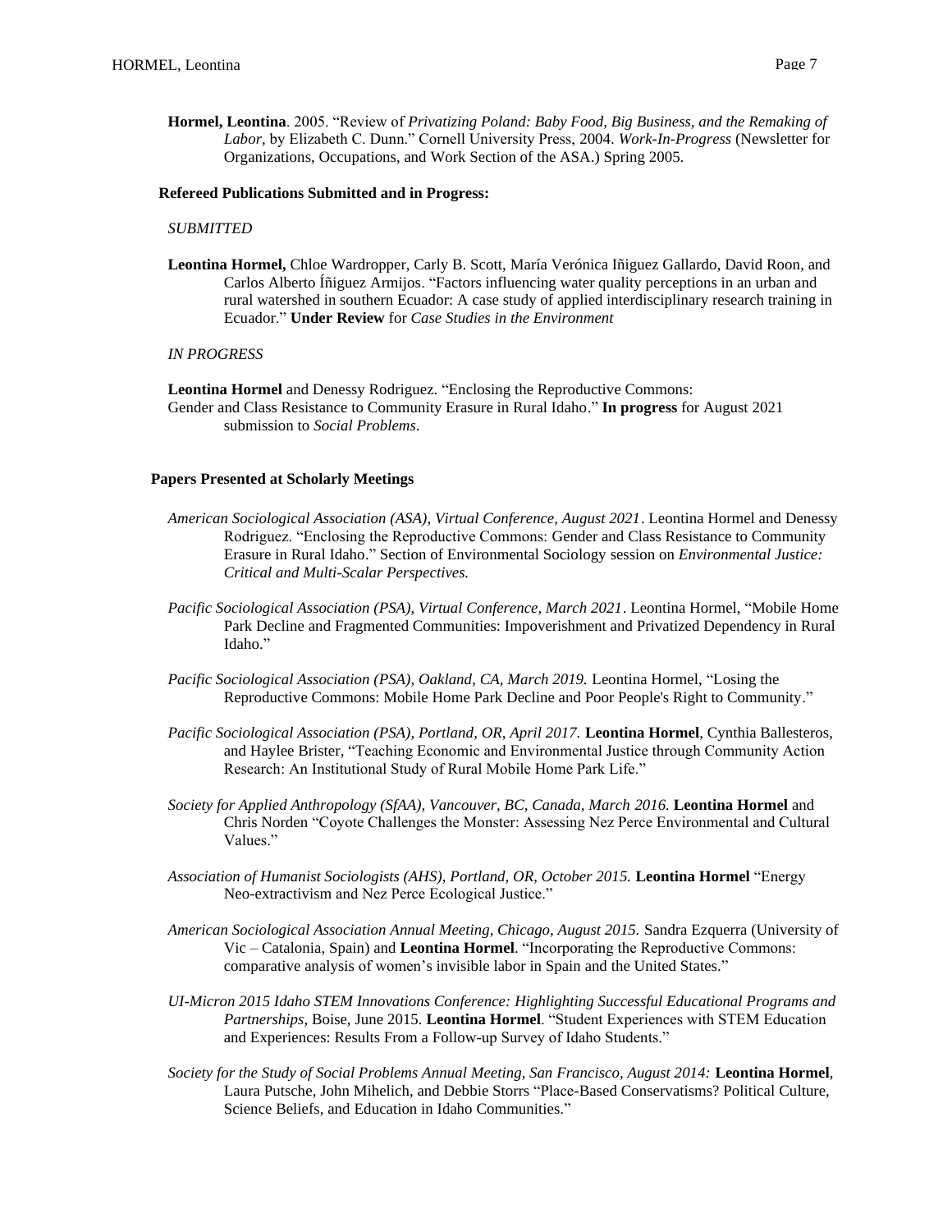**Hormel, Leontina**. 2005. "Review of *Privatizing Poland: Baby Food, Big Business, and the Remaking of Labor*, by Elizabeth C. Dunn." Cornell University Press, 2004. *Work-In-Progress* (Newsletter for Organizations, Occupations, and Work Section of the ASA.) Spring 2005.

**Refereed Publications Submitted and in Progress:**

*SUBMITTED*

**Leontina Hormel,** Chloe Wardropper, Carly B. Scott, María Verónica Iñiguez Gallardo, David Roon, and Carlos Alberto Íñiguez Armijos. "Factors influencing water quality perceptions in an urban and rural watershed in southern Ecuador: A case study of applied interdisciplinary research training in Ecuador." **Under Review** for *Case Studies in the Environment*

*IN PROGRESS*

**Leontina Hormel** and Denessy Rodriguez. "Enclosing the Reproductive Commons: Gender and Class Resistance to Community Erasure in Rural Idaho." **In progress** for August 2021 submission to *Social Problems*.

**Papers Presented at Scholarly Meetings**

*American Sociological Association (ASA), Virtual Conference, August 2021*. Leontina Hormel and Denessy Rodriguez. "Enclosing the Reproductive Commons: Gender and Class Resistance to Community Erasure in Rural Idaho." Section of Environmental Sociology session on *Environmental Justice: Critical and Multi-Scalar Perspectives.*

*Pacific Sociological Association (PSA), Virtual Conference, March 2021*. Leontina Hormel, "Mobile Home Park Decline and Fragmented Communities: Impoverishment and Privatized Dependency in Rural Idaho."

*Pacific Sociological Association (PSA), Oakland, CA, March 2019.* Leontina Hormel, "Losing the Reproductive Commons: Mobile Home Park Decline and Poor People's Right to Community."

*Pacific Sociological Association (PSA), Portland, OR, April 2017.* **Leontina Hormel**, Cynthia Ballesteros, and Haylee Brister, "Teaching Economic and Environmental Justice through Community Action Research: An Institutional Study of Rural Mobile Home Park Life."

*Society for Applied Anthropology (SfAA), Vancouver, BC, Canada, March 2016.* **Leontina Hormel** and Chris Norden "Coyote Challenges the Monster: Assessing Nez Perce Environmental and Cultural Values."

*Association of Humanist Sociologists (AHS), Portland, OR, October 2015.* **Leontina Hormel** "Energy Neo-extractivism and Nez Perce Ecological Justice."

*American Sociological Association Annual Meeting, Chicago, August 2015.* Sandra Ezquerra (University of Vic – Catalonia, Spain) and **Leontina Hormel**. "Incorporating the Reproductive Commons: comparative analysis of women's invisible labor in Spain and the United States."

*UI-Micron 2015 Idaho STEM Innovations Conference: Highlighting Successful Educational Programs and Partnerships*, Boise, June 2015. **Leontina Hormel**. "Student Experiences with STEM Education and Experiences: Results From a Follow-up Survey of Idaho Students."

*Society for the Study of Social Problems Annual Meeting, San Francisco, August 2014:* **Leontina Hormel**, Laura Putsche, John Mihelich, and Debbie Storrs "Place-Based Conservatisms? Political Culture, Science Beliefs, and Education in Idaho Communities."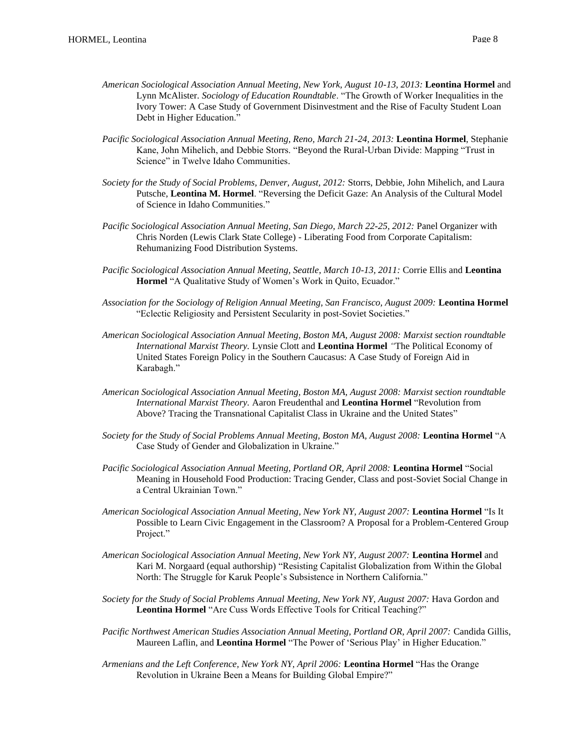*American Sociological Association Annual Meeting, New York, August 10-13, 2013:* **Leontina Hormel** and Lynn McAlister. *Sociology of Education Roundtable*. "The Growth of Worker Inequalities in the Ivory Tower: A Case Study of Government Disinvestment and the Rise of Faculty Student Loan Debt in Higher Education."

*Pacific Sociological Association Annual Meeting, Reno, March 21-24, 2013:* **Leontina Hormel**, Stephanie Kane, John Mihelich, and Debbie Storrs. "Beyond the Rural-Urban Divide: Mapping "Trust in Science" in Twelve Idaho Communities.

*Society for the Study of Social Problems, Denver, August, 2012:* Storrs, Debbie, John Mihelich, and Laura Putsche, **Leontina M. Hormel**. "Reversing the Deficit Gaze: An Analysis of the Cultural Model of Science in Idaho Communities."

*Pacific Sociological Association Annual Meeting, San Diego, March 22-25, 2012:* Panel Organizer with Chris Norden (Lewis Clark State College) - Liberating Food from Corporate Capitalism: Rehumanizing Food Distribution Systems.

*Pacific Sociological Association Annual Meeting, Seattle, March 10-13, 2011:* Corrie Ellis and **Leontina Hormel** "A Qualitative Study of Women's Work in Quito, Ecuador."

*Association for the Sociology of Religion Annual Meeting, San Francisco, August 2009:* **Leontina Hormel** "Eclectic Religiosity and Persistent Secularity in post-Soviet Societies."

*American Sociological Association Annual Meeting, Boston MA, August 2008: Marxist section roundtable International Marxist Theory.* Lynsie Clott and **Leontina Hormel** "The Political Economy of United States Foreign Policy in the Southern Caucasus: A Case Study of Foreign Aid in Karabagh."

*American Sociological Association Annual Meeting, Boston MA, August 2008: Marxist section roundtable International Marxist Theory.* Aaron Freudenthal and **Leontina Hormel** "Revolution from Above? Tracing the Transnational Capitalist Class in Ukraine and the United States"

*Society for the Study of Social Problems Annual Meeting, Boston MA, August 2008:* **Leontina Hormel** "A Case Study of Gender and Globalization in Ukraine."

*Pacific Sociological Association Annual Meeting, Portland OR, April 2008:* **Leontina Hormel** "Social Meaning in Household Food Production: Tracing Gender, Class and post-Soviet Social Change in a Central Ukrainian Town."

*American Sociological Association Annual Meeting, New York NY, August 2007:* **Leontina Hormel** "Is It Possible to Learn Civic Engagement in the Classroom? A Proposal for a Problem-Centered Group Project."

*American Sociological Association Annual Meeting, New York NY, August 2007:* **Leontina Hormel** and Kari M. Norgaard (equal authorship) "Resisting Capitalist Globalization from Within the Global North: The Struggle for Karuk People's Subsistence in Northern California."

*Society for the Study of Social Problems Annual Meeting, New York NY, August 2007:* Hava Gordon and **Leontina Hormel** "Are Cuss Words Effective Tools for Critical Teaching?"

*Pacific Northwest American Studies Association Annual Meeting, Portland OR, April 2007:* Candida Gillis, Maureen Laflin, and **Leontina Hormel** "The Power of 'Serious Play' in Higher Education."

*Armenians and the Left Conference, New York NY, April 2006:* **Leontina Hormel** "Has the Orange Revolution in Ukraine Been a Means for Building Global Empire?"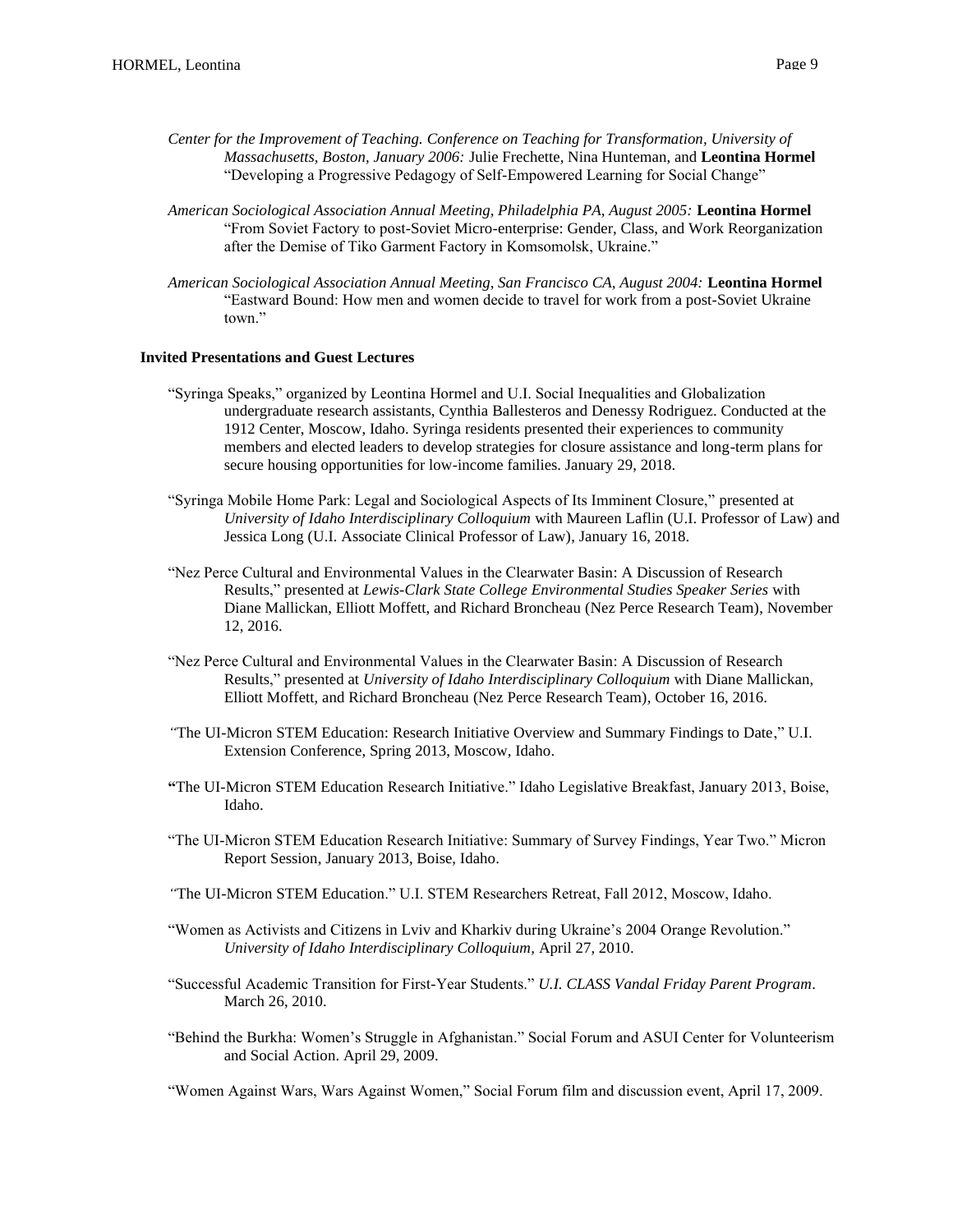*Center for the Improvement of Teaching. Conference on Teaching for Transformation, University of Massachusetts, Boston, January 2006:* Julie Frechette, Nina Hunteman, and **Leontina Hormel** "Developing a Progressive Pedagogy of Self-Empowered Learning for Social Change"

*American Sociological Association Annual Meeting, Philadelphia PA, August 2005:* **Leontina Hormel** "From Soviet Factory to post-Soviet Micro-enterprise: Gender, Class, and Work Reorganization after the Demise of Tiko Garment Factory in Komsomolsk, Ukraine."

*American Sociological Association Annual Meeting, San Francisco CA, August 2004:* **Leontina Hormel** "Eastward Bound: How men and women decide to travel for work from a post-Soviet Ukraine town."

**Invited Presentations and Guest Lectures**

"Syringa Speaks," organized by Leontina Hormel and U.I. Social Inequalities and Globalization undergraduate research assistants, Cynthia Ballesteros and Denessy Rodriguez. Conducted at the 1912 Center, Moscow, Idaho. Syringa residents presented their experiences to community members and elected leaders to develop strategies for closure assistance and long-term plans for secure housing opportunities for low-income families. January 29, 2018.

"Syringa Mobile Home Park: Legal and Sociological Aspects of Its Imminent Closure," presented at *University of Idaho Interdisciplinary Colloquium* with Maureen Laflin (U.I. Professor of Law) and Jessica Long (U.I. Associate Clinical Professor of Law), January 16, 2018.

"Nez Perce Cultural and Environmental Values in the Clearwater Basin: A Discussion of Research Results," presented at *Lewis-Clark State College Environmental Studies Speaker Series* with Diane Mallickan, Elliott Moffett, and Richard Broncheau (Nez Perce Research Team), November 12, 2016.

"Nez Perce Cultural and Environmental Values in the Clearwater Basin: A Discussion of Research Results," presented at *University of Idaho Interdisciplinary Colloquium* with Diane Mallickan, Elliott Moffett, and Richard Broncheau (Nez Perce Research Team), October 16, 2016.

"The UI-Micron STEM Education: Research Initiative Overview and Summary Findings to Date," U.I. Extension Conference, Spring 2013, Moscow, Idaho.

"The UI-Micron STEM Education Research Initiative." Idaho Legislative Breakfast, January 2013, Boise, Idaho.

"The UI-Micron STEM Education Research Initiative: Summary of Survey Findings, Year Two." Micron Report Session, January 2013, Boise, Idaho.

"The UI-Micron STEM Education." U.I. STEM Researchers Retreat, Fall 2012, Moscow, Idaho.

"Women as Activists and Citizens in Lviv and Kharkiv during Ukraine's 2004 Orange Revolution." *University of Idaho Interdisciplinary Colloquium,* April 27, 2010.

"Successful Academic Transition for First-Year Students." *U.I. CLASS Vandal Friday Parent Program*. March 26, 2010.

"Behind the Burkha: Women's Struggle in Afghanistan." Social Forum and ASUI Center for Volunteerism and Social Action. April 29, 2009.

"Women Against Wars, Wars Against Women," Social Forum film and discussion event, April 17, 2009.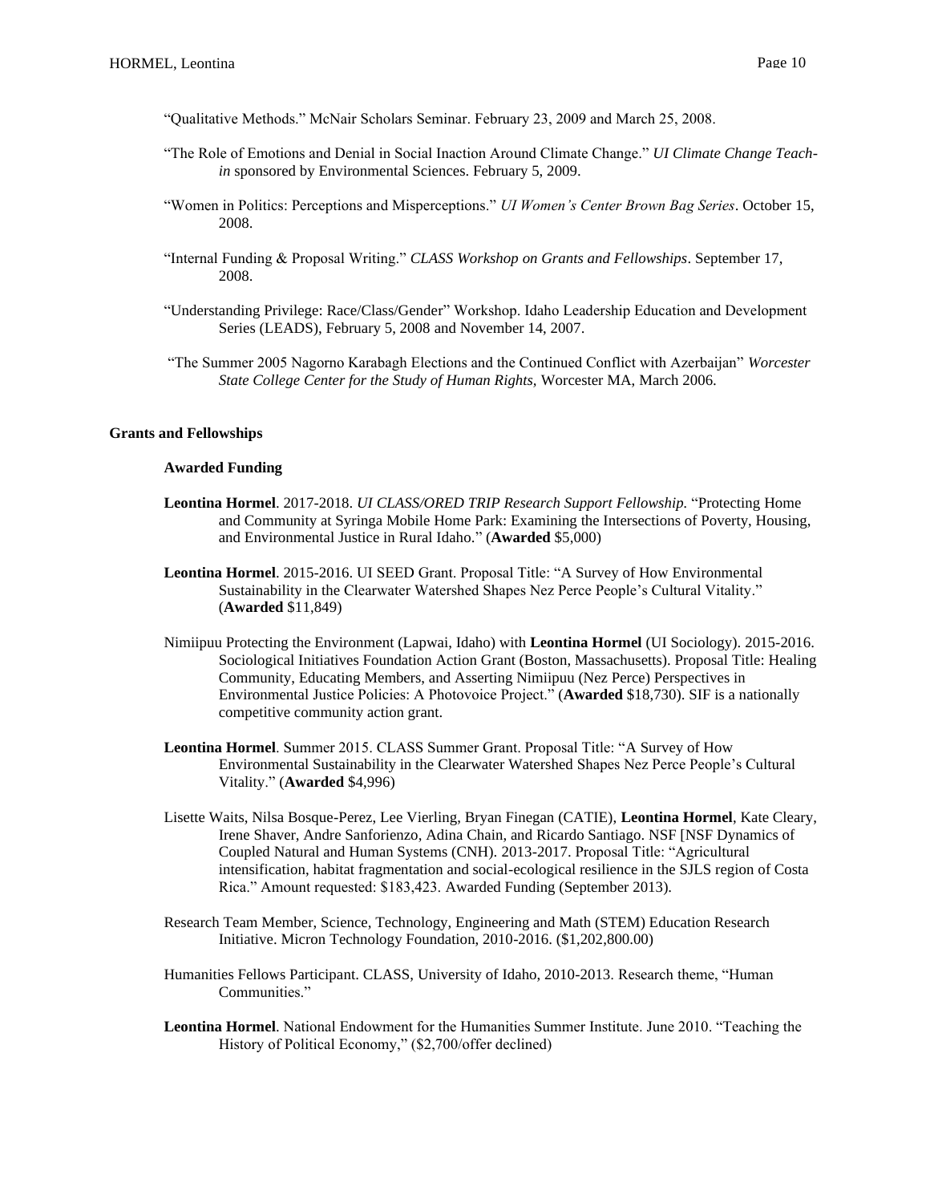"Qualitative Methods." McNair Scholars Seminar. February 23, 2009 and March 25, 2008.

"The Role of Emotions and Denial in Social Inaction Around Climate Change." *UI Climate Change Teach-in* sponsored by Environmental Sciences. February 5, 2009.

"Women in Politics: Perceptions and Misperceptions." *UI Women's Center Brown Bag Series*. October 15, 2008.

"Internal Funding & Proposal Writing." *CLASS Workshop on Grants and Fellowships*. September 17, 2008.

"Understanding Privilege: Race/Class/Gender" Workshop. Idaho Leadership Education and Development Series (LEADS), February 5, 2008 and November 14, 2007.

"The Summer 2005 Nagorno Karabagh Elections and the Continued Conflict with Azerbaijan" *Worcester State College Center for the Study of Human Rights,* Worcester MA, March 2006.

## Grants and Fellowships

### Awarded Funding

**Leontina Hormel**. 2017-2018. *UI CLASS/ORED TRIP Research Support Fellowship.* "Protecting Home and Community at Syringa Mobile Home Park: Examining the Intersections of Poverty, Housing, and Environmental Justice in Rural Idaho." (**Awarded** $5,000)

**Leontina Hormel**. 2015-2016. UI SEED Grant. Proposal Title: "A Survey of How Environmental Sustainability in the Clearwater Watershed Shapes Nez Perce People's Cultural Vitality." (**Awarded** $11,849)

Nimiipuu Protecting the Environment (Lapwai, Idaho) with **Leontina Hormel** (UI Sociology). 2015-2016. Sociological Initiatives Foundation Action Grant (Boston, Massachusetts). Proposal Title: Healing Community, Educating Members, and Asserting Nimiipuu (Nez Perce) Perspectives in Environmental Justice Policies: A Photovoice Project." (**Awarded** $18,730). SIF is a nationally competitive community action grant.

**Leontina Hormel**. Summer 2015. CLASS Summer Grant. Proposal Title: "A Survey of How Environmental Sustainability in the Clearwater Watershed Shapes Nez Perce People's Cultural Vitality." (**Awarded** $4,996)

Lisette Waits, Nilsa Bosque-Perez, Lee Vierling, Bryan Finegan (CATIE), **Leontina Hormel**, Kate Cleary, Irene Shaver, Andre Sanforienzo, Adina Chain, and Ricardo Santiago. NSF [NSF Dynamics of Coupled Natural and Human Systems (CNH). 2013-2017. Proposal Title: "Agricultural intensification, habitat fragmentation and social-ecological resilience in the SJLS region of Costa Rica." Amount requested: $183,423. Awarded Funding (September 2013).

Research Team Member, Science, Technology, Engineering and Math (STEM) Education Research Initiative. Micron Technology Foundation, 2010-2016. ($1,202,800.00)

Humanities Fellows Participant. CLASS, University of Idaho, 2010-2013. Research theme, "Human Communities."

**Leontina Hormel**. National Endowment for the Humanities Summer Institute. June 2010. "Teaching the History of Political Economy," ($2,700/offer declined)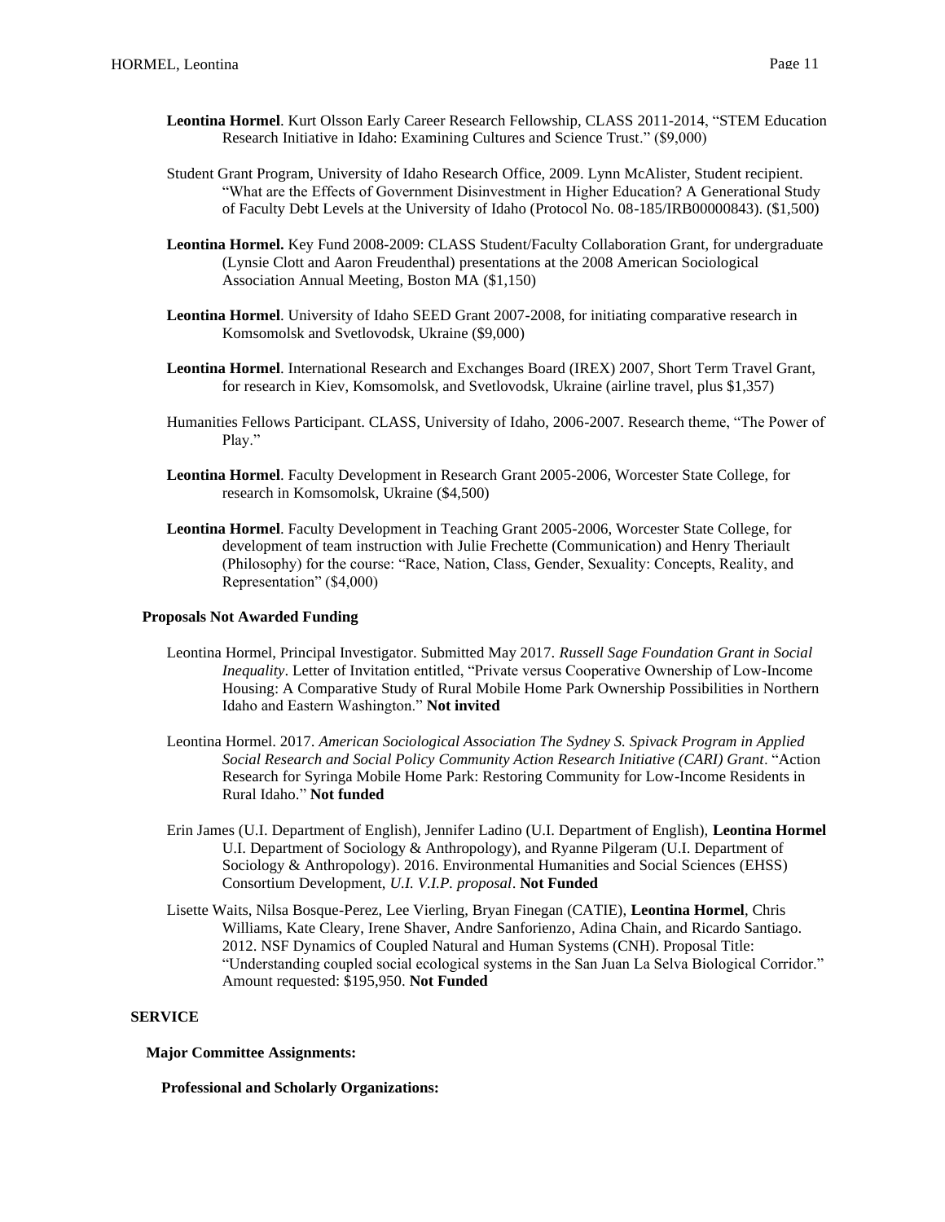**Leontina Hormel**. Kurt Olsson Early Career Research Fellowship, CLASS 2011-2014, "STEM Education Research Initiative in Idaho: Examining Cultures and Science Trust." ($9,000)

Student Grant Program, University of Idaho Research Office, 2009. Lynn McAlister, Student recipient. "What are the Effects of Government Disinvestment in Higher Education? A Generational Study of Faculty Debt Levels at the University of Idaho (Protocol No. 08-185/IRB00000843). ($1,500)

**Leontina Hormel.** Key Fund 2008-2009: CLASS Student/Faculty Collaboration Grant, for undergraduate (Lynsie Clott and Aaron Freudenthal) presentations at the 2008 American Sociological Association Annual Meeting, Boston MA ($1,150)

**Leontina Hormel**. University of Idaho SEED Grant 2007-2008, for initiating comparative research in Komsomolsk and Svetlovodsk, Ukraine ($9,000)

**Leontina Hormel**. International Research and Exchanges Board (IREX) 2007, Short Term Travel Grant, for research in Kiev, Komsomolsk, and Svetlovodsk, Ukraine (airline travel, plus $1,357)

Humanities Fellows Participant. CLASS, University of Idaho, 2006-2007. Research theme, "The Power of Play."

**Leontina Hormel**. Faculty Development in Research Grant 2005-2006, Worcester State College, for research in Komsomolsk, Ukraine ($4,500)

**Leontina Hormel**. Faculty Development in Teaching Grant 2005-2006, Worcester State College, for development of team instruction with Julie Frechette (Communication) and Henry Theriault (Philosophy) for the course: "Race, Nation, Class, Gender, Sexuality: Concepts, Reality, and Representation" ($4,000)

**Proposals Not Awarded Funding**

Leontina Hormel, Principal Investigator. Submitted May 2017. *Russell Sage Foundation Grant in Social Inequality*. Letter of Invitation entitled, "Private versus Cooperative Ownership of Low-Income Housing: A Comparative Study of Rural Mobile Home Park Ownership Possibilities in Northern Idaho and Eastern Washington." **Not invited**

Leontina Hormel. 2017. *American Sociological Association The Sydney S. Spivack Program in Applied Social Research and Social Policy Community Action Research Initiative (CARI) Grant*. "Action Research for Syringa Mobile Home Park: Restoring Community for Low-Income Residents in Rural Idaho." **Not funded**

Erin James (U.I. Department of English), Jennifer Ladino (U.I. Department of English), **Leontina Hormel** U.I. Department of Sociology & Anthropology), and Ryanne Pilgeram (U.I. Department of Sociology & Anthropology). 2016. Environmental Humanities and Social Sciences (EHSS) Consortium Development, *U.I. V.I.P. proposal*. **Not Funded**

Lisette Waits, Nilsa Bosque-Perez, Lee Vierling, Bryan Finegan (CATIE), **Leontina Hormel**, Chris Williams, Kate Cleary, Irene Shaver, Andre Sanforienzo, Adina Chain, and Ricardo Santiago. 2012. NSF Dynamics of Coupled Natural and Human Systems (CNH). Proposal Title: "Understanding coupled social ecological systems in the San Juan La Selva Biological Corridor." Amount requested: $195,950. **Not Funded**

## SERVICE

### Major Committee Assignments:

#### Professional and Scholarly Organizations: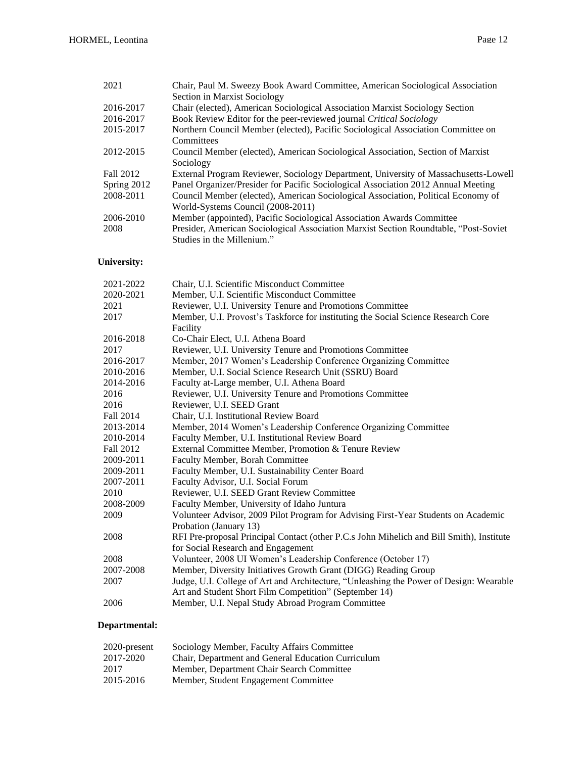| | |
|---|---|
| 2021 | Chair, Paul M. Sweezy Book Award Committee, American Sociological Association Section in Marxist Sociology |
| 2016-2017 | Chair (elected), American Sociological Association Marxist Sociology Section |
| 2016-2017 | Book Review Editor for the peer-reviewed journal *Critical Sociology* |
| 2015-2017 | Northern Council Member (elected), Pacific Sociological Association Committee on Committees |
| 2012-2015 | Council Member (elected), American Sociological Association, Section of Marxist Sociology |
| Fall 2012 | External Program Reviewer, Sociology Department, University of Massachusetts-Lowell |
| Spring 2012 | Panel Organizer/Presider for Pacific Sociological Association 2012 Annual Meeting |
| 2008-2011 | Council Member (elected), American Sociological Association, Political Economy of World-Systems Council (2008-2011) |
| 2006-2010 | Member (appointed), Pacific Sociological Association Awards Committee |
| 2008 | Presider, American Sociological Association Marxist Section Roundtable, "Post-Soviet Studies in the Millenium." |

**University:**

| | |
|---|---|
| 2021-2022 | Chair, U.I. Scientific Misconduct Committee |
| 2020-2021 | Member, U.I. Scientific Misconduct Committee |
| 2021 | Reviewer, U.I. University Tenure and Promotions Committee |
| 2017 | Member, U.I. Provost's Taskforce for instituting the Social Science Research Core Facility |
| 2016-2018 | Co-Chair Elect, U.I. Athena Board |
| 2017 | Reviewer, U.I. University Tenure and Promotions Committee |
| 2016-2017 | Member, 2017 Women's Leadership Conference Organizing Committee |
| 2010-2016 | Member, U.I. Social Science Research Unit (SSRU) Board |
| 2014-2016 | Faculty at-Large member, U.I. Athena Board |
| 2016 | Reviewer, U.I. University Tenure and Promotions Committee |
| 2016 | Reviewer, U.I. SEED Grant |
| Fall 2014 | Chair, U.I. Institutional Review Board |
| 2013-2014 | Member, 2014 Women's Leadership Conference Organizing Committee |
| 2010-2014 | Faculty Member, U.I. Institutional Review Board |
| Fall 2012 | External Committee Member, Promotion & Tenure Review |
| 2009-2011 | Faculty Member, Borah Committee |
| 2009-2011 | Faculty Member, U.I. Sustainability Center Board |
| 2007-2011 | Faculty Advisor, U.I. Social Forum |
| 2010 | Reviewer, U.I. SEED Grant Review Committee |
| 2008-2009 | Faculty Member, University of Idaho Juntura |
| 2009 | Volunteer Advisor, 2009 Pilot Program for Advising First-Year Students on Academic Probation (January 13) |
| 2008 | RFI Pre-proposal Principal Contact (other P.C.s John Mihelich and Bill Smith), Institute for Social Research and Engagement |
| 2008 | Volunteer, 2008 UI Women's Leadership Conference (October 17) |
| 2007-2008 | Member, Diversity Initiatives Growth Grant (DIGG) Reading Group |
| 2007 | Judge, U.I. College of Art and Architecture, "Unleashing the Power of Design: Wearable Art and Student Short Film Competition" (September 14) |
| 2006 | Member, U.I. Nepal Study Abroad Program Committee |

**Departmental:**

| | |
|---|---|
| 2020-present | Sociology Member, Faculty Affairs Committee |
| 2017-2020 | Chair, Department and General Education Curriculum |
| 2017 | Member, Department Chair Search Committee |
| 2015-2016 | Member, Student Engagement Committee |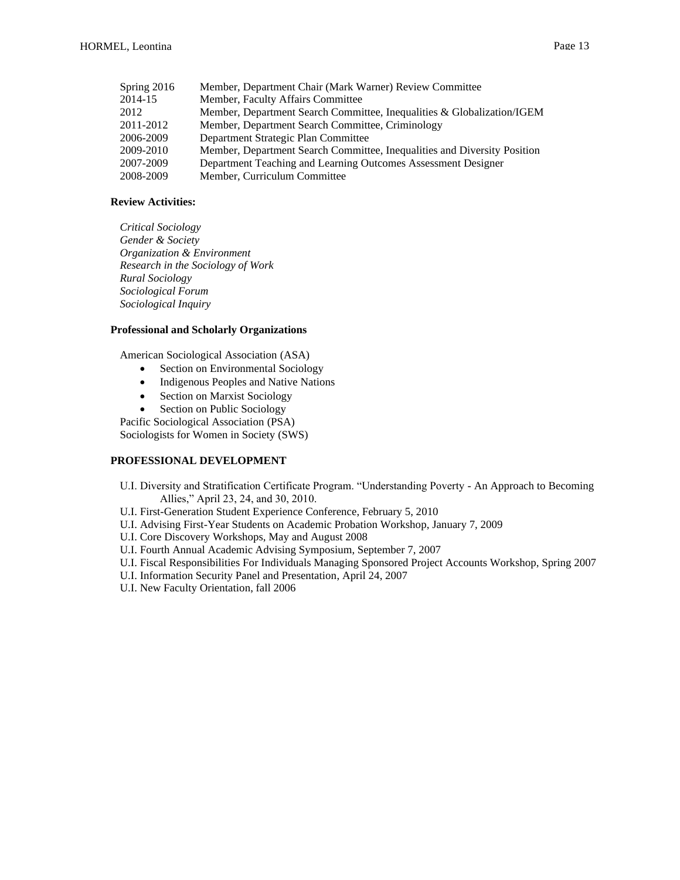| | |
|---|---|
| Spring 2016 | Member, Department Chair (Mark Warner) Review Committee |
| 2014-15 | Member, Faculty Affairs Committee |
| 2012 | Member, Department Search Committee, Inequalities & Globalization/IGEM |
| 2011-2012 | Member, Department Search Committee, Criminology |
| 2006-2009 | Department Strategic Plan Committee |
| 2009-2010 | Member, Department Search Committee, Inequalities and Diversity Position |
| 2007-2009 | Department Teaching and Learning Outcomes Assessment Designer |
| 2008-2009 | Member, Curriculum Committee |

**Review Activities:**

*Critical Sociology*
*Gender & Society*
*Organization & Environment*
*Research in the Sociology of Work*
*Rural Sociology*
*Sociological Forum*
*Sociological Inquiry*

**Professional and Scholarly Organizations**

American Sociological Association (ASA)

- Section on Environmental Sociology
- Indigenous Peoples and Native Nations
- Section on Marxist Sociology
- Section on Public Sociology

Pacific Sociological Association (PSA)
Sociologists for Women in Society (SWS)

## PROFESSIONAL DEVELOPMENT

U.I. Diversity and Stratification Certificate Program. "Understanding Poverty - An Approach to Becoming Allies," April 23, 24, and 30, 2010.
U.I. First-Generation Student Experience Conference, February 5, 2010
U.I. Advising First-Year Students on Academic Probation Workshop, January 7, 2009
U.I. Core Discovery Workshops, May and August 2008
U.I. Fourth Annual Academic Advising Symposium, September 7, 2007
U.I. Fiscal Responsibilities For Individuals Managing Sponsored Project Accounts Workshop, Spring 2007
U.I. Information Security Panel and Presentation, April 24, 2007
U.I. New Faculty Orientation, fall 2006